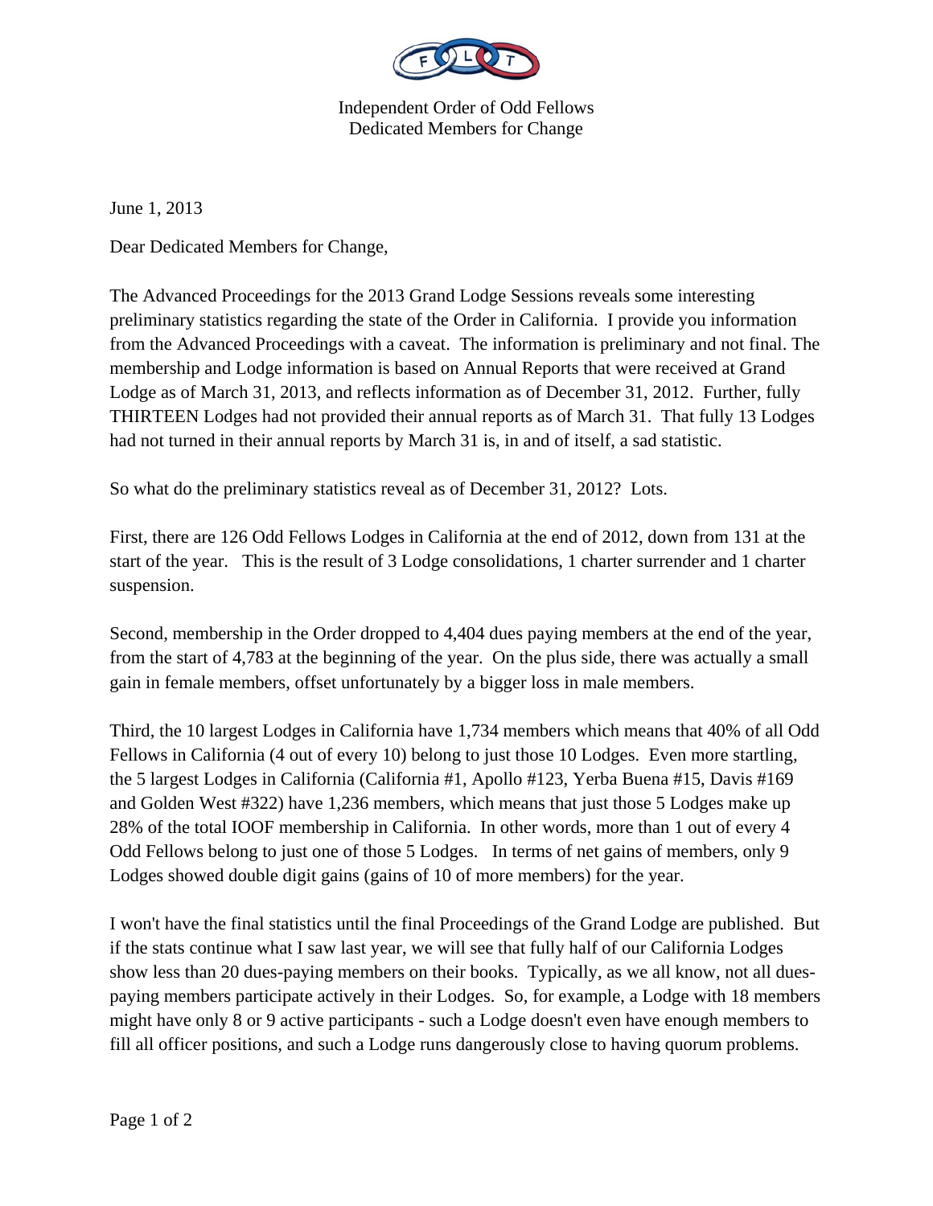Independent Order of Odd Fellows
Dedicated Members for Change

June 1, 2013

Dear Dedicated Members for Change,

The Advanced Proceedings for the 2013 Grand Lodge Sessions reveals some interesting preliminary statistics regarding the state of the Order in California. I provide you information from the Advanced Proceedings with a caveat. The information is preliminary and not final. The membership and Lodge information is based on Annual Reports that were received at Grand Lodge as of March 31, 2013, and reflects information as of December 31, 2012. Further, fully THIRTEEN Lodges had not provided their annual reports as of March 31. That fully 13 Lodges had not turned in their annual reports by March 31 is, in and of itself, a sad statistic.

So what do the preliminary statistics reveal as of December 31, 2012? Lots.

First, there are 126 Odd Fellows Lodges in California at the end of 2012, down from 131 at the start of the year. This is the result of 3 Lodge consolidations, 1 charter surrender and 1 charter suspension.

Second, membership in the Order dropped to 4,404 dues paying members at the end of the year, from the start of 4,783 at the beginning of the year. On the plus side, there was actually a small gain in female members, offset unfortunately by a bigger loss in male members.

Third, the 10 largest Lodges in California have 1,734 members which means that 40% of all Odd Fellows in California (4 out of every 10) belong to just those 10 Lodges. Even more startling, the 5 largest Lodges in California (California #1, Apollo #123, Yerba Buena #15, Davis #169 and Golden West #322) have 1,236 members, which means that just those 5 Lodges make up 28% of the total IOOF membership in California. In other words, more than 1 out of every 4 Odd Fellows belong to just one of those 5 Lodges. In terms of net gains of members, only 9 Lodges showed double digit gains (gains of 10 of more members) for the year.

I won't have the final statistics until the final Proceedings of the Grand Lodge are published. But if the stats continue what I saw last year, we will see that fully half of our California Lodges show less than 20 dues-paying members on their books. Typically, as we all know, not all dues-paying members participate actively in their Lodges. So, for example, a Lodge with 18 members might have only 8 or 9 active participants - such a Lodge doesn't even have enough members to fill all officer positions, and such a Lodge runs dangerously close to having quorum problems.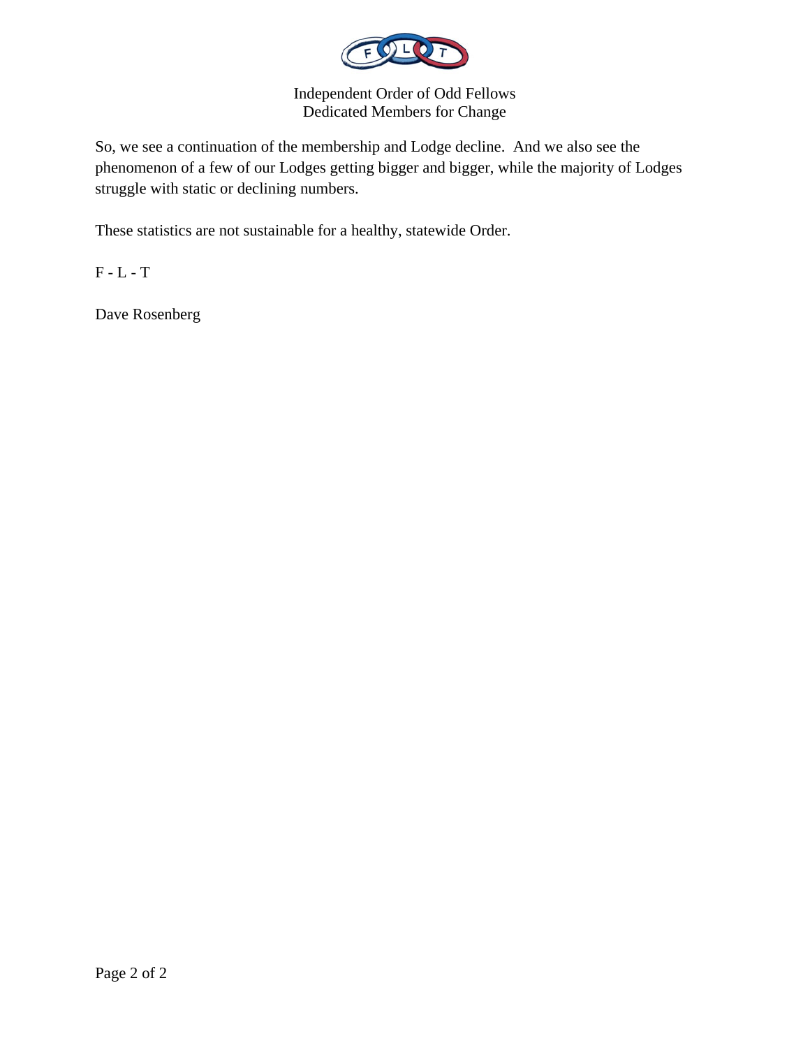So, we see a continuation of the membership and Lodge decline.  And we also see the phenomenon of a few of our Lodges getting bigger and bigger, while the majority of Lodges struggle with static or declining numbers.

These statistics are not sustainable for a healthy, statewide Order.

F - L - T

Dave Rosenberg